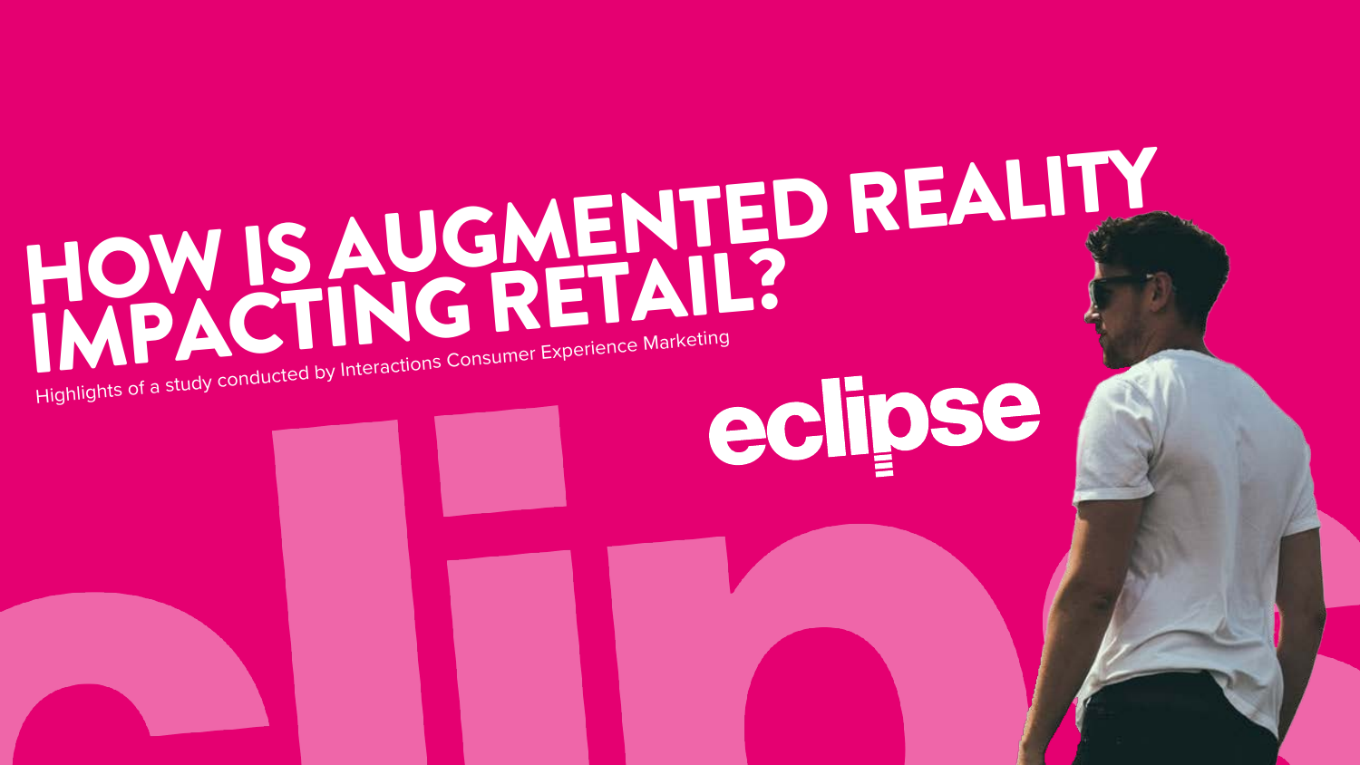# HOW IS AUGMENTED REALITY IMPACTING RETAIL?

Highlights of a study conducted by Interactions Consumer Experience Marketing

eclipse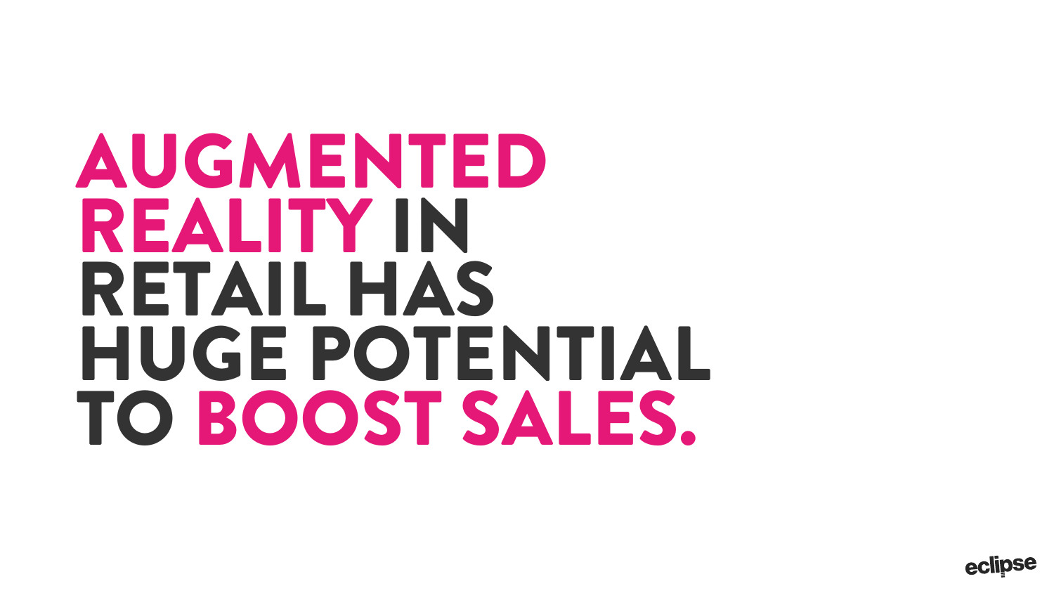# AUGMENTED REALITY IN RETAIL HAS HUGE POTENTIAL TO BOOST SALES.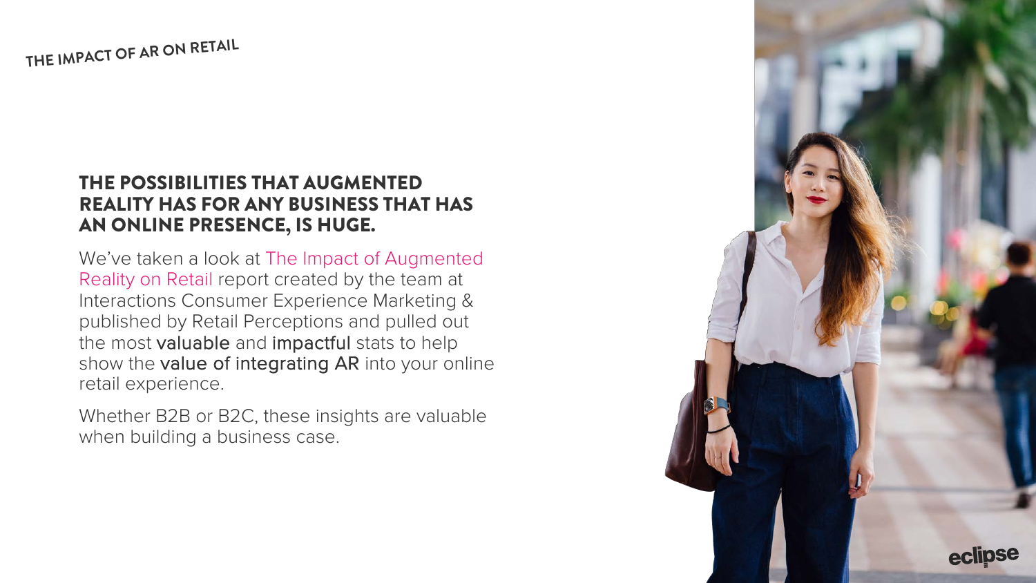THE IMPACT OF AR ON RETAIL

## THE POSSIBILITIES THAT AUGMENTED REALITY HAS FOR ANY BUSINESS THAT HAS AN ONLINE PRESENCE, IS HUGE.

We've taken a look at The Impact of Augmented Reality on Retail report created by the team at Interactions Consumer Experience Marketing & published by Retail Perceptions and pulled out the most valuable and impactful stats to help show the value of integrating AR into your online retail experience.

Whether B2B or B2C, these insights are valuable when building a business case.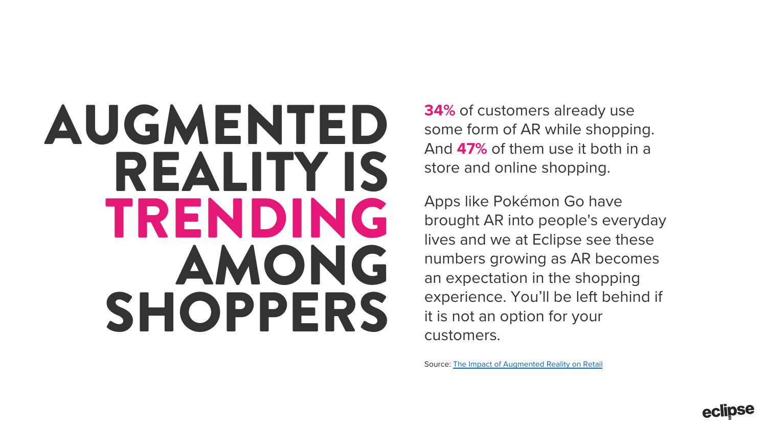# AUGMENTED REALITY IS TRENDING AMONG SHOPPERS

**34%** of customers already use some form of AR while shopping. And **47%** of them use it both in a store and online shopping.

Apps like Pokémon Go have brought AR into people's everyday lives and we at Eclipse see these numbers growing as AR becomes an expectation in the shopping experience. You'll be left behind if it is not an option for your customers.

Source: The Impact of Augmented Reality on Retail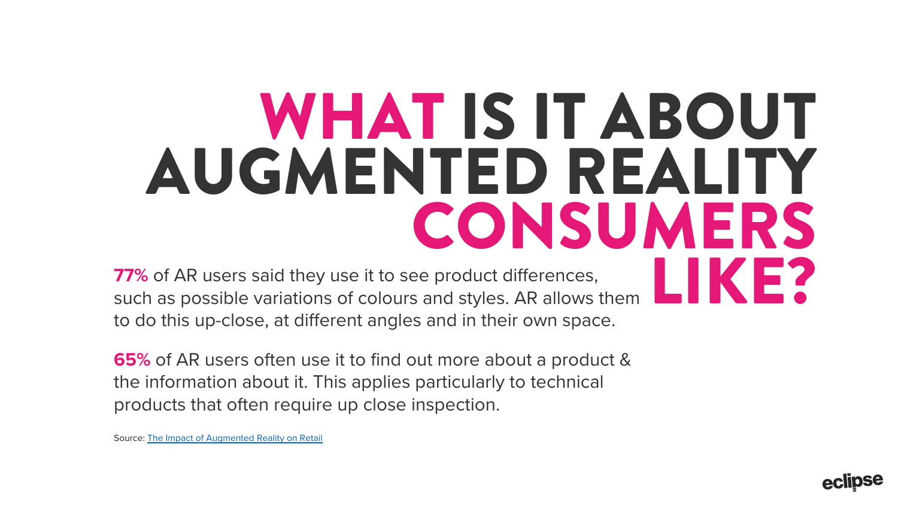# WHAT IS IT ABOUT AUGMENTED REALITY CONSUMERS LIKE?

**77%** of AR users said they use it to see product differences, such as possible variations of colours and styles. AR allows them to do this up-close, at different angles and in their own space.

**65%** of AR users often use it to find out more about a product & the information about it. This applies particularly to technical products that often require up close inspection.

Source: [The Impact of Augmented Reality on Retail]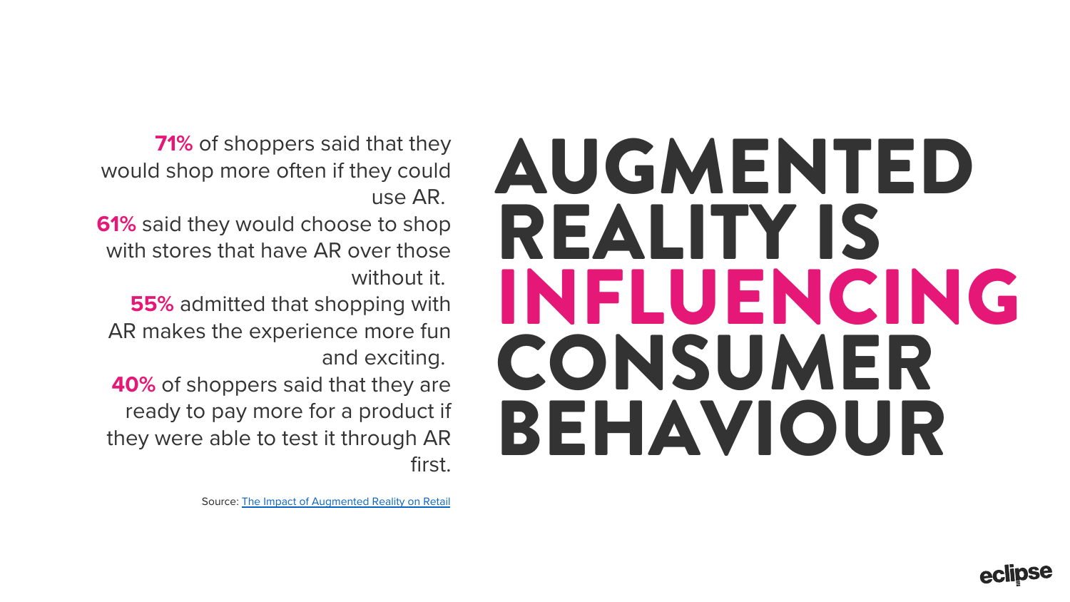# AUGMENTED REALITY IS INFLUENCING CONSUMER BEHAVIOUR

**71%** of shoppers said that they would shop more often if they could use AR.

**61%** said they would choose to shop with stores that have AR over those without it.

**55%** admitted that shopping with AR makes the experience more fun and exciting.

**40%** of shoppers said that they are ready to pay more for a product if they were able to test it through AR first.

Source: [The Impact of Augmented Reality on Retail]

eclipse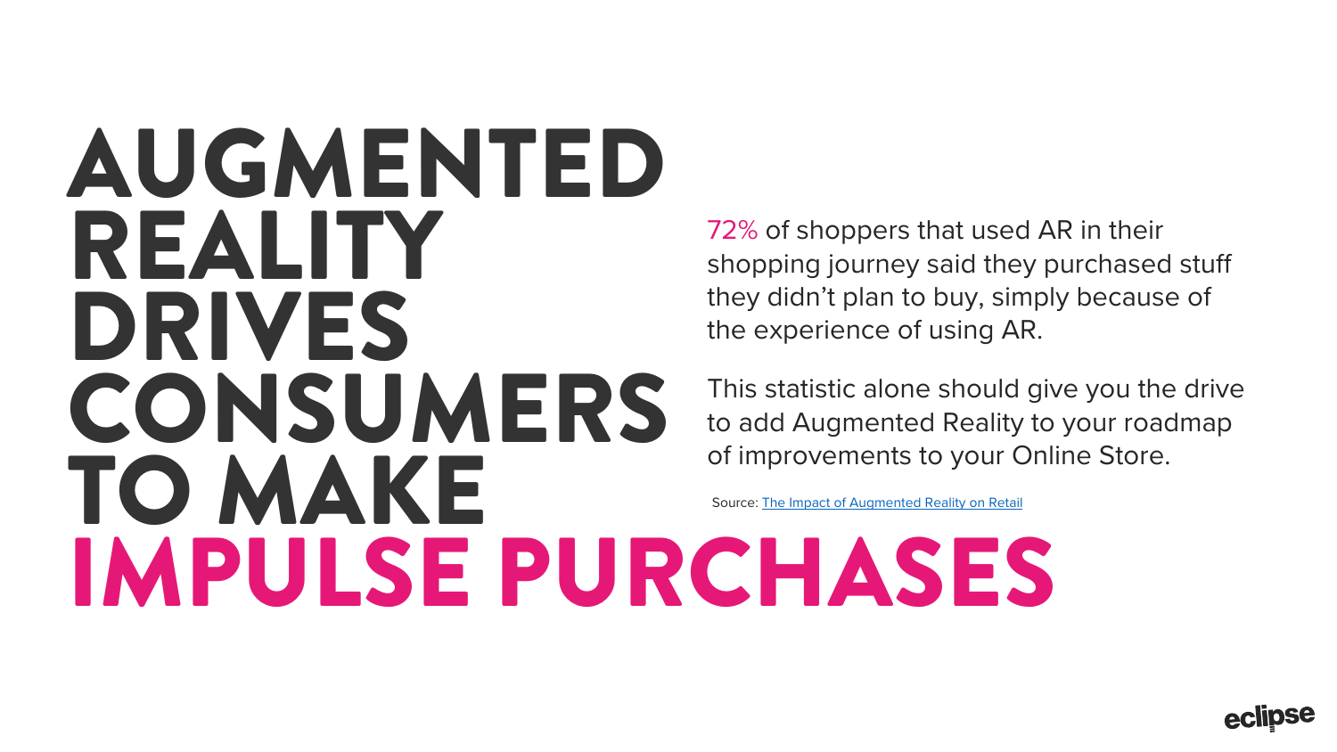# AUGMENTED REALITY DRIVES CONSUMERS TO MAKE IMPULSE PURCHASES

72% of shoppers that used AR in their shopping journey said they purchased stuff they didn't plan to buy, simply because of the experience of using AR.

This statistic alone should give you the drive to add Augmented Reality to your roadmap of improvements to your Online Store.

Source: The Impact of Augmented Reality on Retail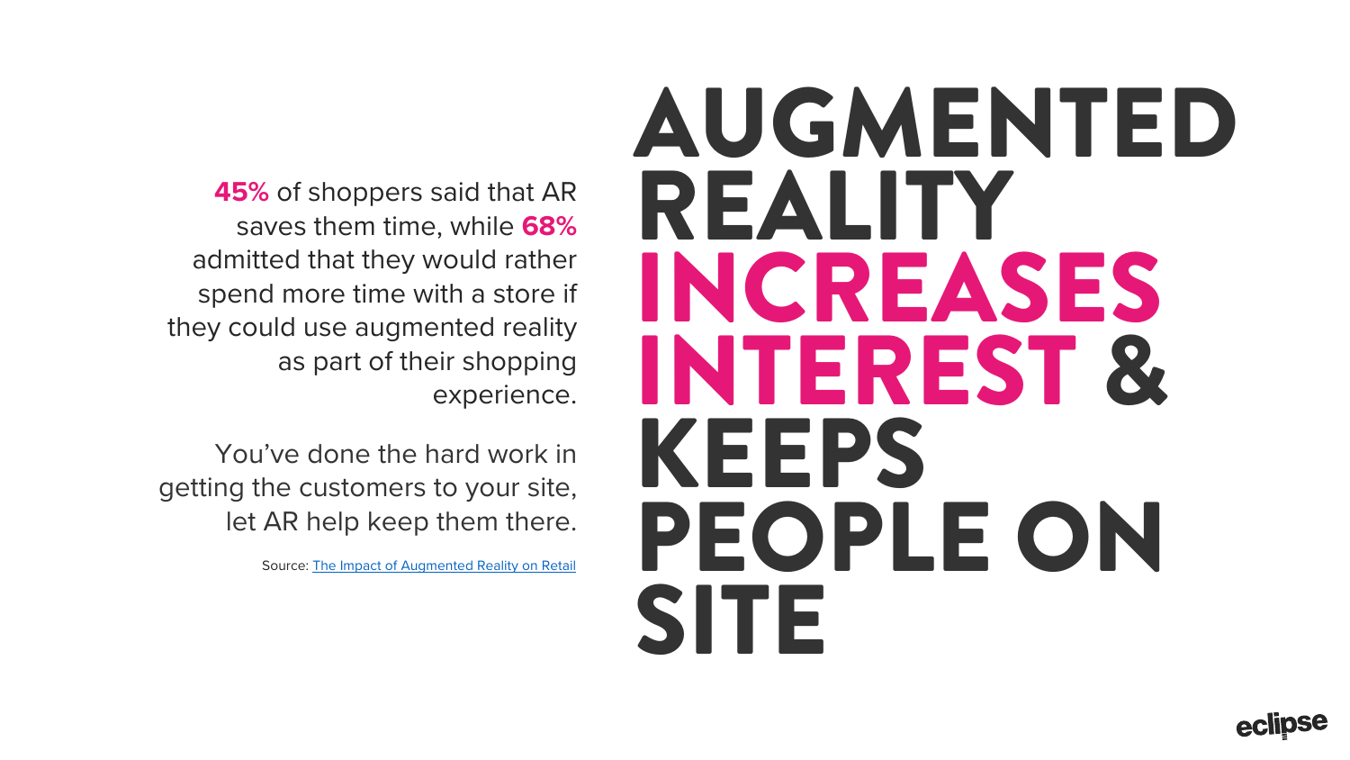# AUGMENTED REALITY INCREASES INTEREST & KEEPS PEOPLE ON SITE

**45%** of shoppers said that AR saves them time, while **68%** admitted that they would rather spend more time with a store if they could use augmented reality as part of their shopping experience.

You've done the hard work in getting the customers to your site, let AR help keep them there.

Source: [The Impact of Augmented Reality on Retail]()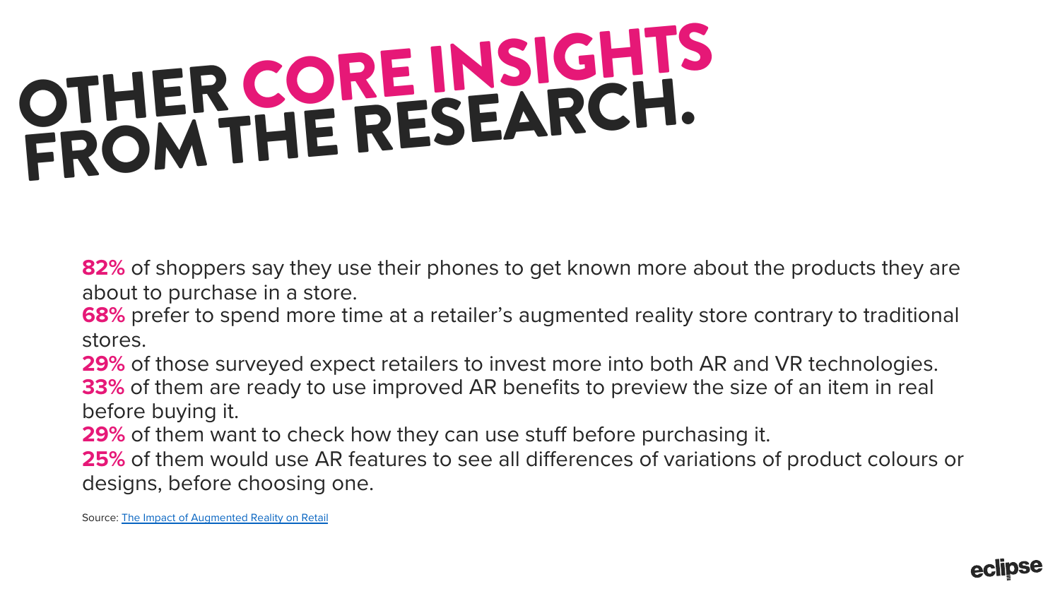# OTHER CORE INSIGHTS FROM THE RESEARCH.

**82%** of shoppers say they use their phones to get known more about the products they are about to purchase in a store.
**68%** prefer to spend more time at a retailer's augmented reality store contrary to traditional stores.
**29%** of those surveyed expect retailers to invest more into both AR and VR technologies.
**33%** of them are ready to use improved AR benefits to preview the size of an item in real before buying it.
**29%** of them want to check how they can use stuff before purchasing it.
**25%** of them would use AR features to see all differences of variations of product colours or designs, before choosing one.

Source: The Impact of Augmented Reality on Retail

eclipse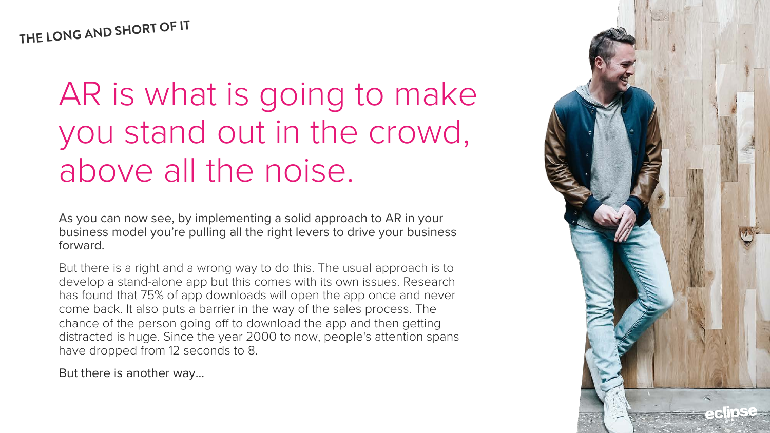THE LONG AND SHORT OF IT

# AR is what is going to make you stand out in the crowd, above all the noise.

As you can now see, by implementing a solid approach to AR in your business model you're pulling all the right levers to drive your business forward.

But there is a right and a wrong way to do this. The usual approach is to develop a stand-alone app but this comes with its own issues. Research has found that 75% of app downloads will open the app once and never come back. It also puts a barrier in the way of the sales process. The chance of the person going off to download the app and then getting distracted is huge. Since the year 2000 to now, people's attention spans have dropped from 12 seconds to 8.

But there is another way...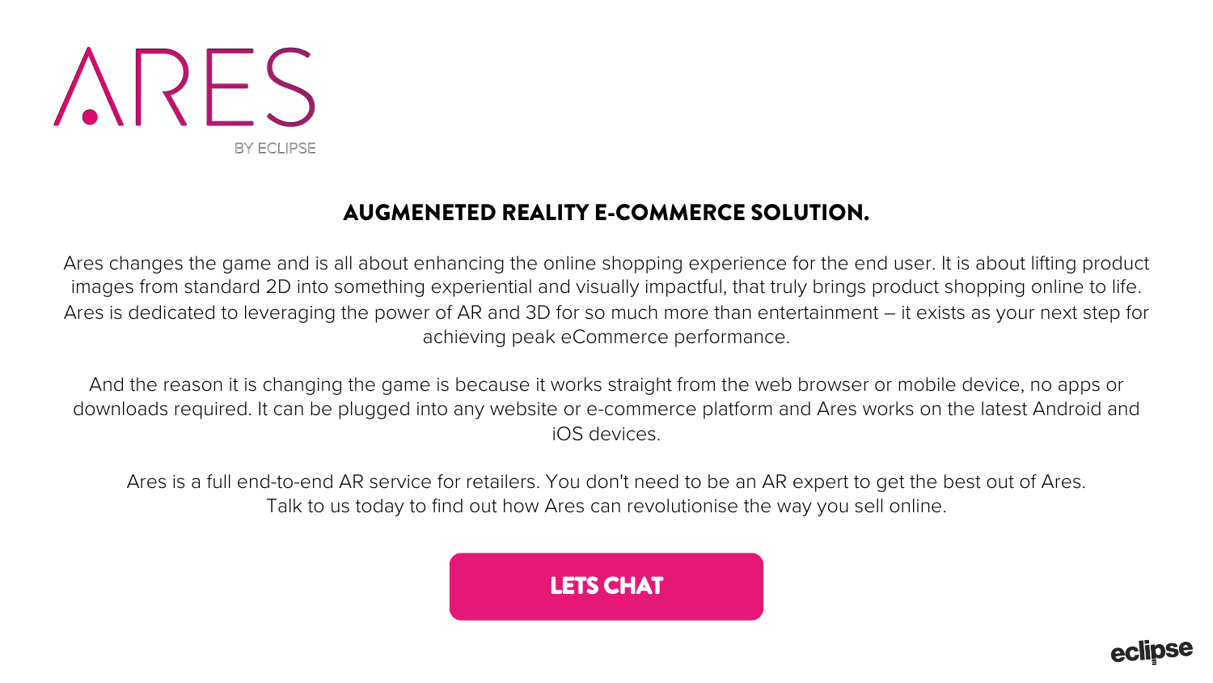# ARES

BY ECLIPSE

## AUGMENETED REALITY E-COMMERCE SOLUTION.

Ares changes the game and is all about enhancing the online shopping experience for the end user. It is about lifting product images from standard 2D into something experiential and visually impactful, that truly brings product shopping online to life. Ares is dedicated to leveraging the power of AR and 3D for so much more than entertainment – it exists as your next step for achieving peak eCommerce performance.

And the reason it is changing the game is because it works straight from the web browser or mobile device, no apps or downloads required. It can be plugged into any website or e-commerce platform and Ares works on the latest Android and iOS devices.

Ares is a full end-to-end AR service for retailers. You don't need to be an AR expert to get the best out of Ares. Talk to us today to find out how Ares can revolutionise the way you sell online.

**LETS CHAT**

eclipse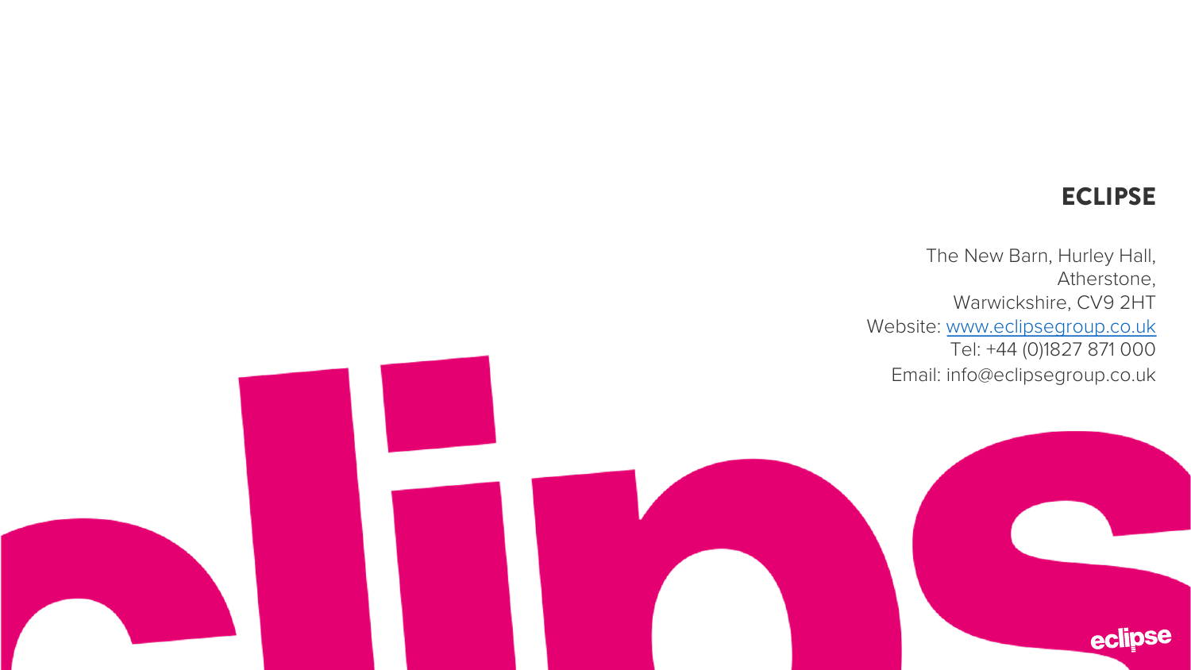## ECLIPSE

The New Barn, Hurley Hall,
Atherstone,
Warwickshire, CV9 2HT
Website: [www.eclipsegroup.co.uk](http://www.eclipsegroup.co.uk)
Tel: +44 (0)1827 871 000
Email: info@eclipsegroup.co.uk